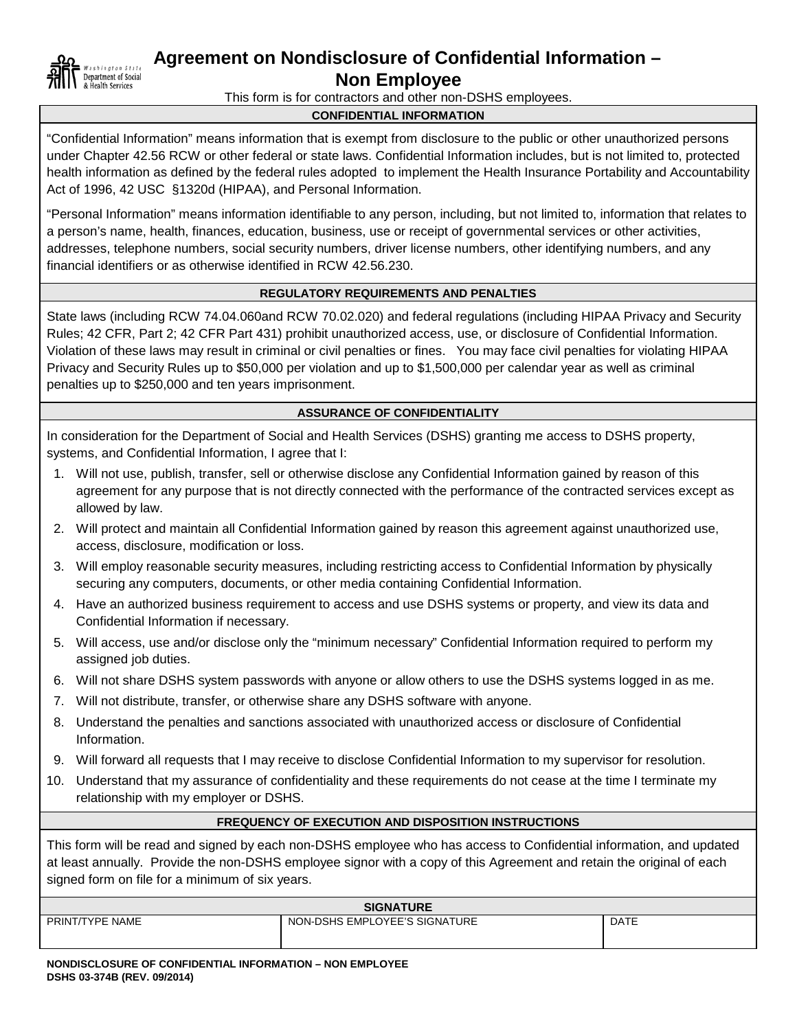# Agreement on Nondisclosure of Confidential Information – Non Employee

This form is for contractors and other non-DSHS employees.

## CONFIDENTIAL INFORMATION

"Confidential Information" means information that is exempt from disclosure to the public or other unauthorized persons under Chapter 42.56 RCW or other federal or state laws. Confidential Information includes, but is not limited to, protected health information as defined by the federal rules adopted to implement the Health Insurance Portability and Accountability Act of 1996, 42 USC §1320d (HIPAA), and Personal Information.

"Personal Information" means information identifiable to any person, including, but not limited to, information that relates to a person's name, health, finances, education, business, use or receipt of governmental services or other activities, addresses, telephone numbers, social security numbers, driver license numbers, other identifying numbers, and any financial identifiers or as otherwise identified in RCW 42.56.230.

## REGULATORY REQUIREMENTS AND PENALTIES

State laws (including RCW 74.04.060and RCW 70.02.020) and federal regulations (including HIPAA Privacy and Security Rules; 42 CFR, Part 2; 42 CFR Part 431) prohibit unauthorized access, use, or disclosure of Confidential Information. Violation of these laws may result in criminal or civil penalties or fines. You may face civil penalties for violating HIPAA Privacy and Security Rules up to $50,000 per violation and up to $1,500,000 per calendar year as well as criminal penalties up to $250,000 and ten years imprisonment.

## ASSURANCE OF CONFIDENTIALITY

In consideration for the Department of Social and Health Services (DSHS) granting me access to DSHS property, systems, and Confidential Information, I agree that I:

1. Will not use, publish, transfer, sell or otherwise disclose any Confidential Information gained by reason of this agreement for any purpose that is not directly connected with the performance of the contracted services except as allowed by law.
2. Will protect and maintain all Confidential Information gained by reason this agreement against unauthorized use, access, disclosure, modification or loss.
3. Will employ reasonable security measures, including restricting access to Confidential Information by physically securing any computers, documents, or other media containing Confidential Information.
4. Have an authorized business requirement to access and use DSHS systems or property, and view its data and Confidential Information if necessary.
5. Will access, use and/or disclose only the "minimum necessary" Confidential Information required to perform my assigned job duties.
6. Will not share DSHS system passwords with anyone or allow others to use the DSHS systems logged in as me.
7. Will not distribute, transfer, or otherwise share any DSHS software with anyone.
8. Understand the penalties and sanctions associated with unauthorized access or disclosure of Confidential Information.
9. Will forward all requests that I may receive to disclose Confidential Information to my supervisor for resolution.
10. Understand that my assurance of confidentiality and these requirements do not cease at the time I terminate my relationship with my employer or DSHS.

## FREQUENCY OF EXECUTION AND DISPOSITION INSTRUCTIONS

This form will be read and signed by each non-DSHS employee who has access to Confidential information, and updated at least annually. Provide the non-DSHS employee signor with a copy of this Agreement and retain the original of each signed form on file for a minimum of six years.

## SIGNATURE

| PRINT/TYPE NAME | NON-DSHS EMPLOYEE'S SIGNATURE | DATE |
|---|---|---|
| | | |

**NONDISCLOSURE OF CONFIDENTIAL INFORMATION – NON EMPLOYEE**
**DSHS 03-374B (REV. 09/2014)**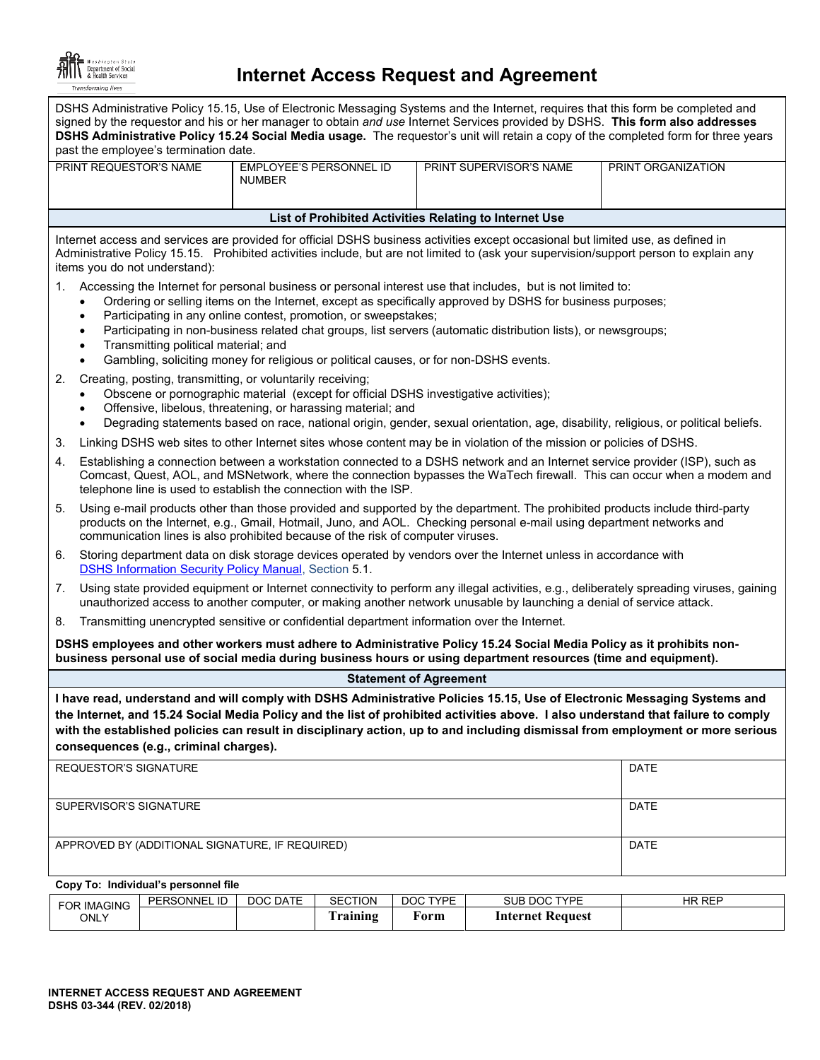# Internet Access Request and Agreement

DSHS Administrative Policy 15.15, Use of Electronic Messaging Systems and the Internet, requires that this form be completed and signed by the requestor and his or her manager to obtain *and use* Internet Services provided by DSHS. **This form also addresses DSHS Administrative Policy 15.24 Social Media usage.** The requestor's unit will retain a copy of the completed form for three years past the employee's termination date.

| PRINT REQUESTOR'S NAME | EMPLOYEE'S PERSONNEL ID NUMBER | PRINT SUPERVISOR'S NAME | PRINT ORGANIZATION |
|---|---|---|---|
| | | | |

## List of Prohibited Activities Relating to Internet Use

Internet access and services are provided for official DSHS business activities except occasional but limited use, as defined in Administrative Policy 15.15. Prohibited activities include, but are not limited to (ask your supervision/support person to explain any items you do not understand):

1. Accessing the Internet for personal business or personal interest use that includes, but is not limited to:
   - Ordering or selling items on the Internet, except as specifically approved by DSHS for business purposes;
   - Participating in any online contest, promotion, or sweepstakes;
   - Participating in non-business related chat groups, list servers (automatic distribution lists), or newsgroups;
   - Transmitting political material; and
   - Gambling, soliciting money for religious or political causes, or for non-DSHS events.
2. Creating, posting, transmitting, or voluntarily receiving;
   - Obscene or pornographic material (except for official DSHS investigative activities);
   - Offensive, libelous, threatening, or harassing material; and
   - Degrading statements based on race, national origin, gender, sexual orientation, age, disability, religious, or political beliefs.
3. Linking DSHS web sites to other Internet sites whose content may be in violation of the mission or policies of DSHS.
4. Establishing a connection between a workstation connected to a DSHS network and an Internet service provider (ISP), such as Comcast, Quest, AOL, and MSNetwork, where the connection bypasses the WaTech firewall. This can occur when a modem and telephone line is used to establish the connection with the ISP.
5. Using e-mail products other than those provided and supported by the department. The prohibited products include third-party products on the Internet, e.g., Gmail, Hotmail, Juno, and AOL. Checking personal e-mail using department networks and communication lines is also prohibited because of the risk of computer viruses.
6. Storing department data on disk storage devices operated by vendors over the Internet unless in accordance with DSHS Information Security Policy Manual, Section 5.1.
7. Using state provided equipment or Internet connectivity to perform any illegal activities, e.g., deliberately spreading viruses, gaining unauthorized access to another computer, or making another network unusable by launching a denial of service attack.
8. Transmitting unencrypted sensitive or confidential department information over the Internet.

**DSHS employees and other workers must adhere to Administrative Policy 15.24 Social Media Policy as it prohibits non-business personal use of social media during business hours or using department resources (time and equipment).**

## Statement of Agreement

**I have read, understand and will comply with DSHS Administrative Policies 15.15, Use of Electronic Messaging Systems and the Internet, and 15.24 Social Media Policy and the list of prohibited activities above. I also understand that failure to comply with the established policies can result in disciplinary action, up to and including dismissal from employment or more serious consequences (e.g., criminal charges).**

| REQUESTOR'S SIGNATURE | DATE |
|---|---|
| SUPERVISOR'S SIGNATURE | DATE |
| APPROVED BY (ADDITIONAL SIGNATURE, IF REQUIRED) | DATE |

**Copy To: Individual's personnel file**

| FOR IMAGING ONLY | PERSONNEL ID | DOC DATE | SECTION | DOC TYPE | SUB DOC TYPE | HR REP |
|---|---|---|---|---|---|---|
| | | | **Training** | **Form** | **Internet Request** | |

**INTERNET ACCESS REQUEST AND AGREEMENT**
**DSHS 03-344 (REV. 02/2018)**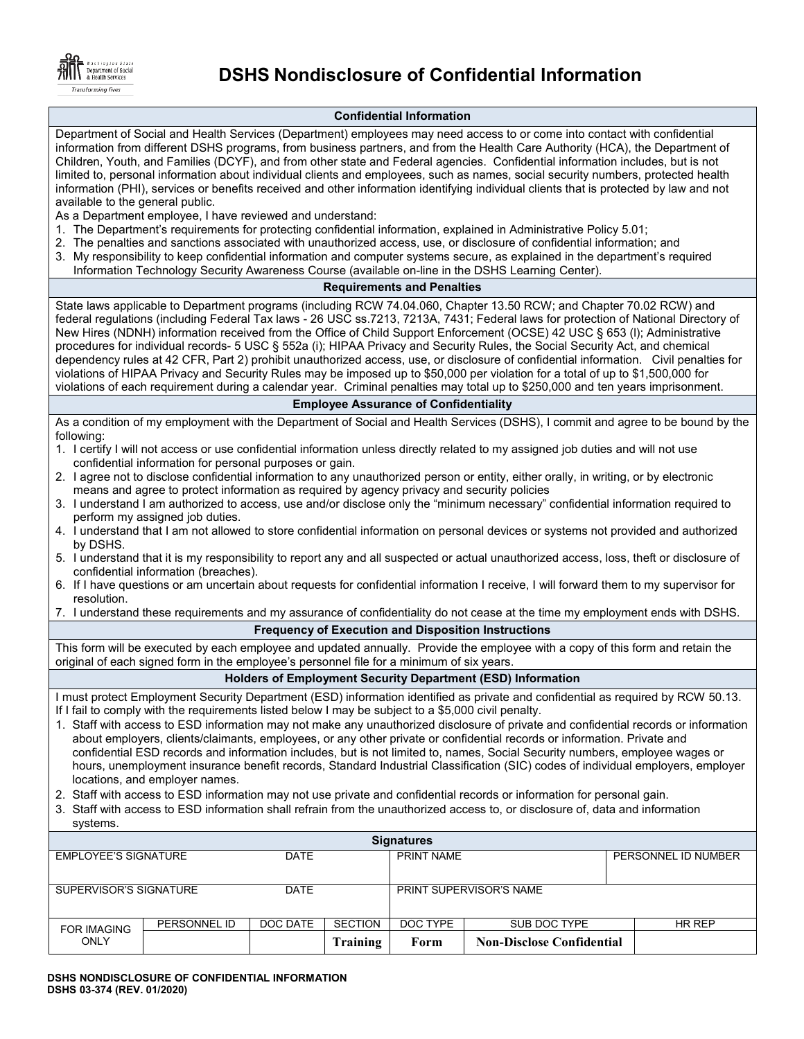# DSHS Nondisclosure of Confidential Information

## Confidential Information

Department of Social and Health Services (Department) employees may need access to or come into contact with confidential information from different DSHS programs, from business partners, and from the Health Care Authority (HCA), the Department of Children, Youth, and Families (DCYF), and from other state and Federal agencies. Confidential information includes, but is not limited to, personal information about individual clients and employees, such as names, social security numbers, protected health information (PHI), services or benefits received and other information identifying individual clients that is protected by law and not available to the general public.

As a Department employee, I have reviewed and understand:

1. The Department's requirements for protecting confidential information, explained in Administrative Policy 5.01;
2. The penalties and sanctions associated with unauthorized access, use, or disclosure of confidential information; and
3. My responsibility to keep confidential information and computer systems secure, as explained in the department's required Information Technology Security Awareness Course (available on-line in the DSHS Learning Center).

## Requirements and Penalties

State laws applicable to Department programs (including RCW 74.04.060, Chapter 13.50 RCW; and Chapter 70.02 RCW) and federal regulations (including Federal Tax laws - 26 USC ss.7213, 7213A, 7431; Federal laws for protection of National Directory of New Hires (NDNH) information received from the Office of Child Support Enforcement (OCSE) 42 USC § 653 (l); Administrative procedures for individual records- 5 USC § 552a (i); HIPAA Privacy and Security Rules, the Social Security Act, and chemical dependency rules at 42 CFR, Part 2) prohibit unauthorized access, use, or disclosure of confidential information. Civil penalties for violations of HIPAA Privacy and Security Rules may be imposed up to $50,000 per violation for a total of up to $1,500,000 for violations of each requirement during a calendar year. Criminal penalties may total up to $250,000 and ten years imprisonment.

## Employee Assurance of Confidentiality

As a condition of my employment with the Department of Social and Health Services (DSHS), I commit and agree to be bound by the following:

1. I certify I will not access or use confidential information unless directly related to my assigned job duties and will not use confidential information for personal purposes or gain.
2. I agree not to disclose confidential information to any unauthorized person or entity, either orally, in writing, or by electronic means and agree to protect information as required by agency privacy and security policies
3. I understand I am authorized to access, use and/or disclose only the "minimum necessary" confidential information required to perform my assigned job duties.
4. I understand that I am not allowed to store confidential information on personal devices or systems not provided and authorized by DSHS.
5. I understand that it is my responsibility to report any and all suspected or actual unauthorized access, loss, theft or disclosure of confidential information (breaches).
6. If I have questions or am uncertain about requests for confidential information I receive, I will forward them to my supervisor for resolution.
7. I understand these requirements and my assurance of confidentiality do not cease at the time my employment ends with DSHS.

## Frequency of Execution and Disposition Instructions

This form will be executed by each employee and updated annually. Provide the employee with a copy of this form and retain the original of each signed form in the employee's personnel file for a minimum of six years.

## Holders of Employment Security Department (ESD) Information

I must protect Employment Security Department (ESD) information identified as private and confidential as required by RCW 50.13. If I fail to comply with the requirements listed below I may be subject to a $5,000 civil penalty.

1. Staff with access to ESD information may not make any unauthorized disclosure of private and confidential records or information about employers, clients/claimants, employees, or any other private or confidential records or information. Private and confidential ESD records and information includes, but is not limited to, names, Social Security numbers, employee wages or hours, unemployment insurance benefit records, Standard Industrial Classification (SIC) codes of individual employers, employer locations, and employer names.
2. Staff with access to ESD information may not use private and confidential records or information for personal gain.
3. Staff with access to ESD information shall refrain from the unauthorized access to, or disclosure of, data and information systems.

## Signatures

| EMPLOYEE'S SIGNATURE | DATE | PRINT NAME | PERSONNEL ID NUMBER |
|---|---|---|---|
| | | | |

| SUPERVISOR'S SIGNATURE | DATE | PRINT SUPERVISOR'S NAME |
|---|---|---|
| | | |

| FOR IMAGING ONLY | PERSONNEL ID | DOC DATE | SECTION | DOC TYPE | SUB DOC TYPE | HR REP |
|---|---|---|---|---|---|---|
| | | | **Training** | **Form** | **Non-Disclose Confidential** | |

DSHS NONDISCLOSURE OF CONFIDENTIAL INFORMATION
DSHS 03-374 (REV. 01/2020)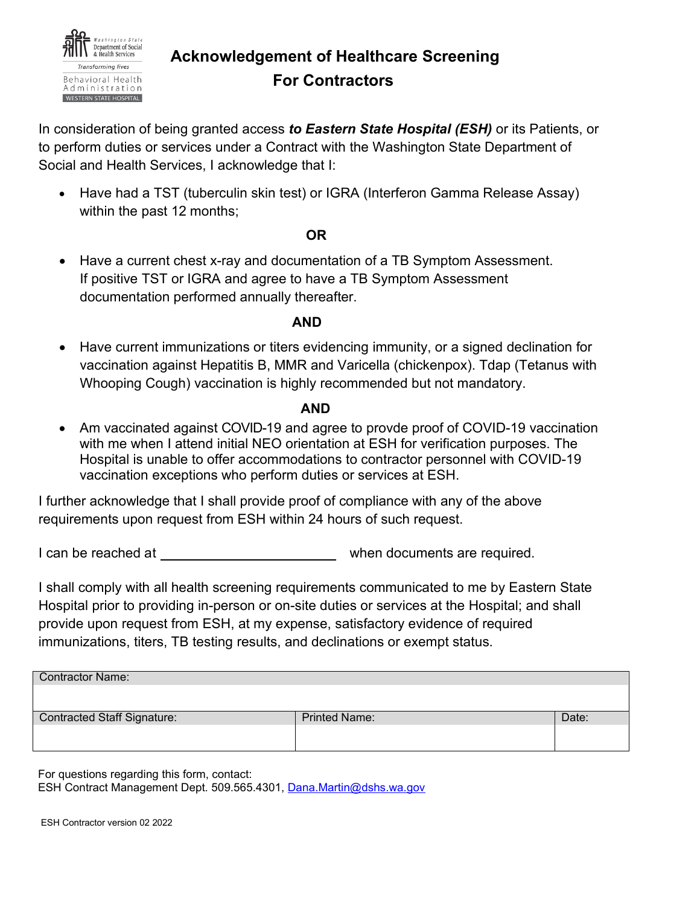Washington State Department of Social & Health Services

Transforming lives

Behavioral Health Administration

WESTERN STATE HOSPITAL

# Acknowledgement of Healthcare Screening For Contractors

In consideration of being granted access ***to Eastern State Hospital (ESH)*** or its Patients, or to perform duties or services under a Contract with the Washington State Department of Social and Health Services, I acknowledge that I:

- Have had a TST (tuberculin skin test) or IGRA (Interferon Gamma Release Assay) within the past 12 months;

**OR**

- Have a current chest x-ray and documentation of a TB Symptom Assessment. If positive TST or IGRA and agree to have a TB Symptom Assessment documentation performed annually thereafter.

**AND**

- Have current immunizations or titers evidencing immunity, or a signed declination for vaccination against Hepatitis B, MMR and Varicella (chickenpox). Tdap (Tetanus with Whooping Cough) vaccination is highly recommended but not mandatory.

**AND**

- Am vaccinated against COVID-19 and agree to provde proof of COVID-19 vaccination with me when I attend initial NEO orientation at ESH for verification purposes. The Hospital is unable to offer accommodations to contractor personnel with COVID-19 vaccination exceptions who perform duties or services at ESH.

I further acknowledge that I shall provide proof of compliance with any of the above requirements upon request from ESH within 24 hours of such request.

I can be reached at ________________________ when documents are required.

I shall comply with all health screening requirements communicated to me by Eastern State Hospital prior to providing in-person or on-site duties or services at the Hospital; and shall provide upon request from ESH, at my expense, satisfactory evidence of required immunizations, titers, TB testing results, and declinations or exempt status.

| Contractor Name: | | |
|---|---|---|
| | | |
| Contracted Staff Signature: | Printed Name: | Date: |
| | | |

For questions regarding this form, contact:
ESH Contract Management Dept. 509.565.4301, Dana.Martin@dshs.wa.gov

ESH Contractor version 02 2022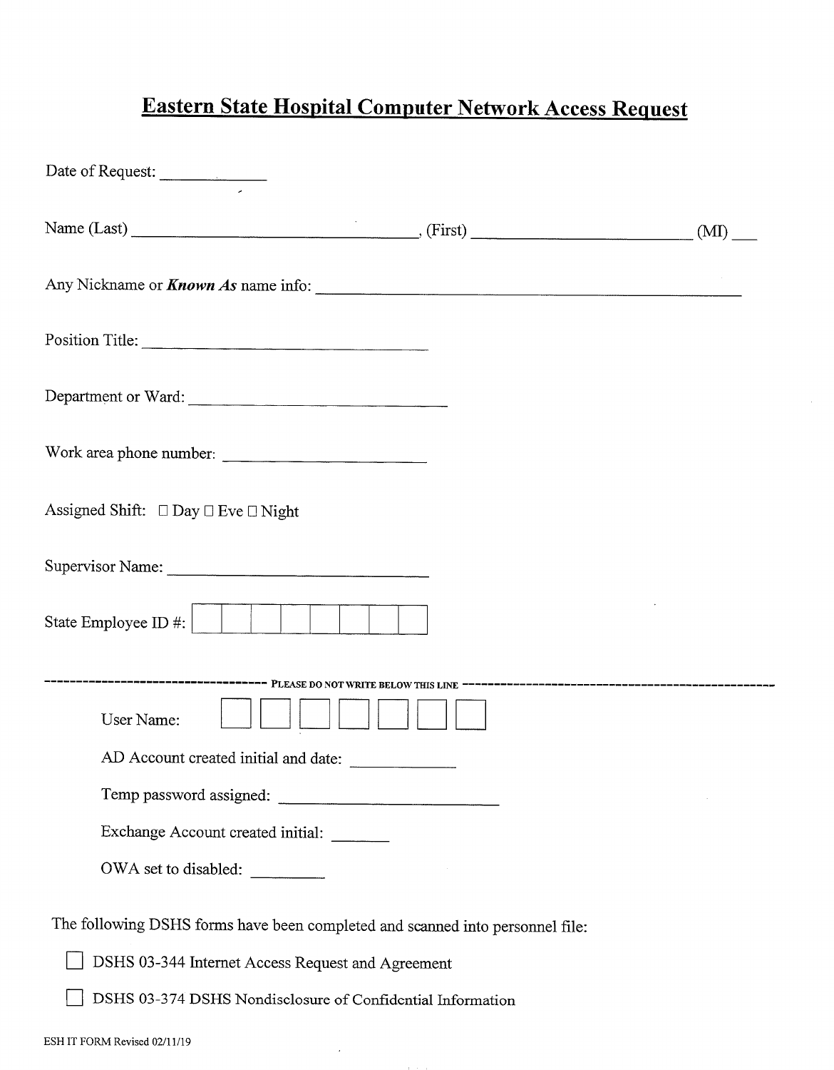# Eastern State Hospital Computer Network Access Request

Date of Request: ____________

Name (Last) ______________________________, (First) ________________________ (MI) ___

Any Nickname or ***Known As*** name info: ________________________________________________

Position Title: ____________________________

Department or Ward: ____________________________

Work area phone number: ______________________

Assigned Shift: ☐ Day ☐ Eve ☐ Night

Supervisor Name: ____________________________

State Employee ID #: | | | | | | | | |

---------------------------------- PLEASE DO NOT WRITE BELOW THIS LINE ----------------------------------

User Name: ☐ ☐ ☐ ☐ ☐ ☐ ☐

AD Account created initial and date: ___________

Temp password assigned: ______________________

Exchange Account created initial: _______

OWA set to disabled: ________

The following DSHS forms have been completed and scanned into personnel file:

☐ DSHS 03-344 Internet Access Request and Agreement

☐ DSHS 03-374 DSHS Nondisclosure of Confidential Information

ESH IT FORM Revised 02/11/19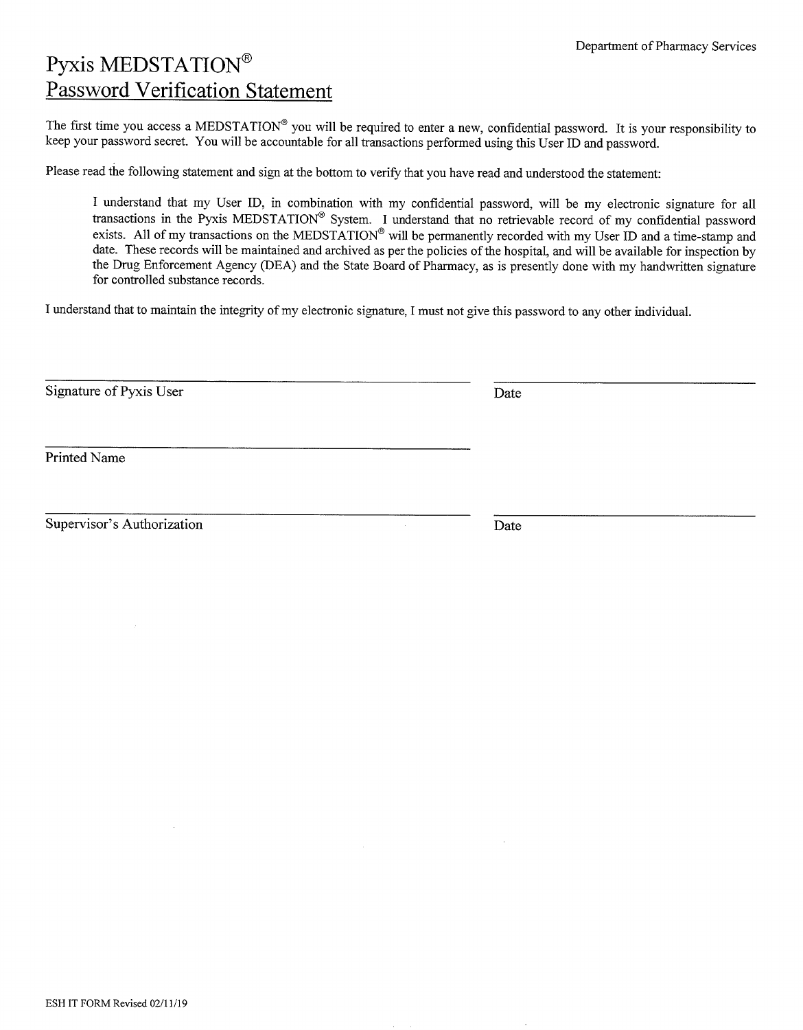Department of Pharmacy Services

# Pyxis MEDSTATION®
## Password Verification Statement

The first time you access a MEDSTATION® you will be required to enter a new, confidential password. It is your responsibility to keep your password secret. You will be accountable for all transactions performed using this User ID and password.

Please read the following statement and sign at the bottom to verify that you have read and understood the statement:

> I understand that my User ID, in combination with my confidential password, will be my electronic signature for all transactions in the Pyxis MEDSTATION® System. I understand that no retrievable record of my confidential password exists. All of my transactions on the MEDSTATION® will be permanently recorded with my User ID and a time-stamp and date. These records will be maintained and archived as per the policies of the hospital, and will be available for inspection by the Drug Enforcement Agency (DEA) and the State Board of Pharmacy, as is presently done with my handwritten signature for controlled substance records.

I understand that to maintain the integrity of my electronic signature, I must not give this password to any other individual.

______________________________ ______________________________
Signature of Pyxis User Date

______________________________
Printed Name

______________________________ ______________________________
Supervisor's Authorization Date

ESH IT FORM Revised 02/11/19